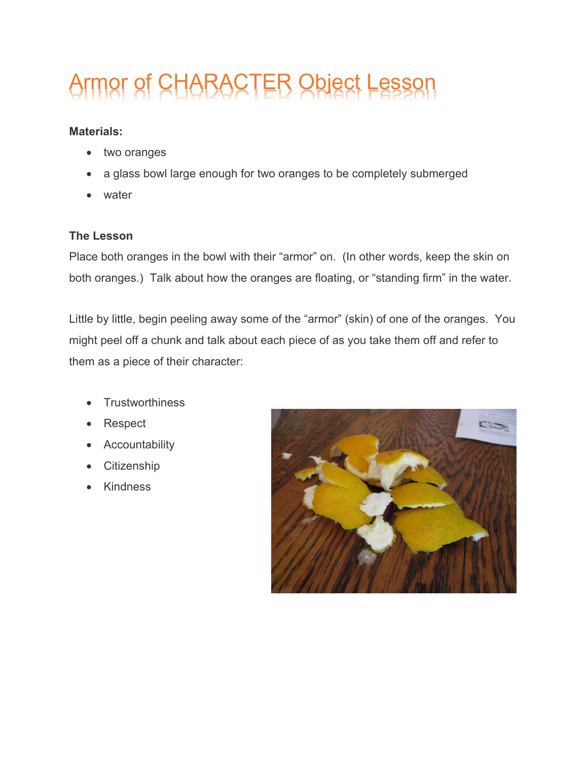# Armor of CHARACTER Object Lesson

**Materials:**

- two oranges
- a glass bowl large enough for two oranges to be completely submerged
- water

**The Lesson**

Place both oranges in the bowl with their "armor" on. (In other words, keep the skin on both oranges.) Talk about how the oranges are floating, or "standing firm" in the water.

Little by little, begin peeling away some of the "armor" (skin) of one of the oranges. You might peel off a chunk and talk about each piece of as you take them off and refer to them as a piece of their character:

- Trustworthiness
- Respect
- Accountability
- Citizenship
- Kindness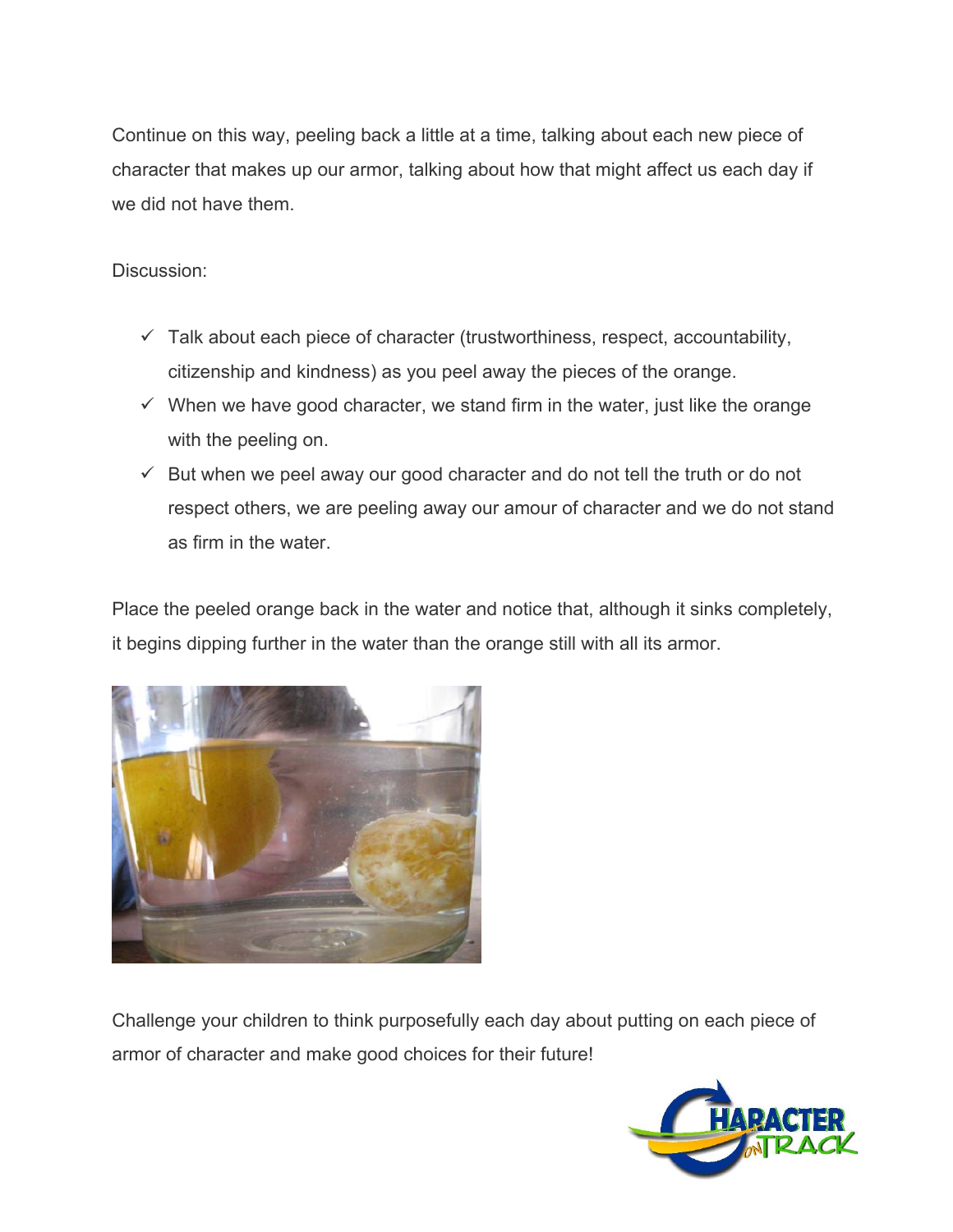Continue on this way, peeling back a little at a time, talking about each new piece of character that makes up our armor, talking about how that might affect us each day if we did not have them.

Discussion:

- ✓ Talk about each piece of character (trustworthiness, respect, accountability, citizenship and kindness) as you peel away the pieces of the orange.
- ✓ When we have good character, we stand firm in the water, just like the orange with the peeling on.
- ✓ But when we peel away our good character and do not tell the truth or do not respect others, we are peeling away our amour of character and we do not stand as firm in the water.

Place the peeled orange back in the water and notice that, although it sinks completely, it begins dipping further in the water than the orange still with all its armor.

Challenge your children to think purposefully each day about putting on each piece of armor of character and make good choices for their future!